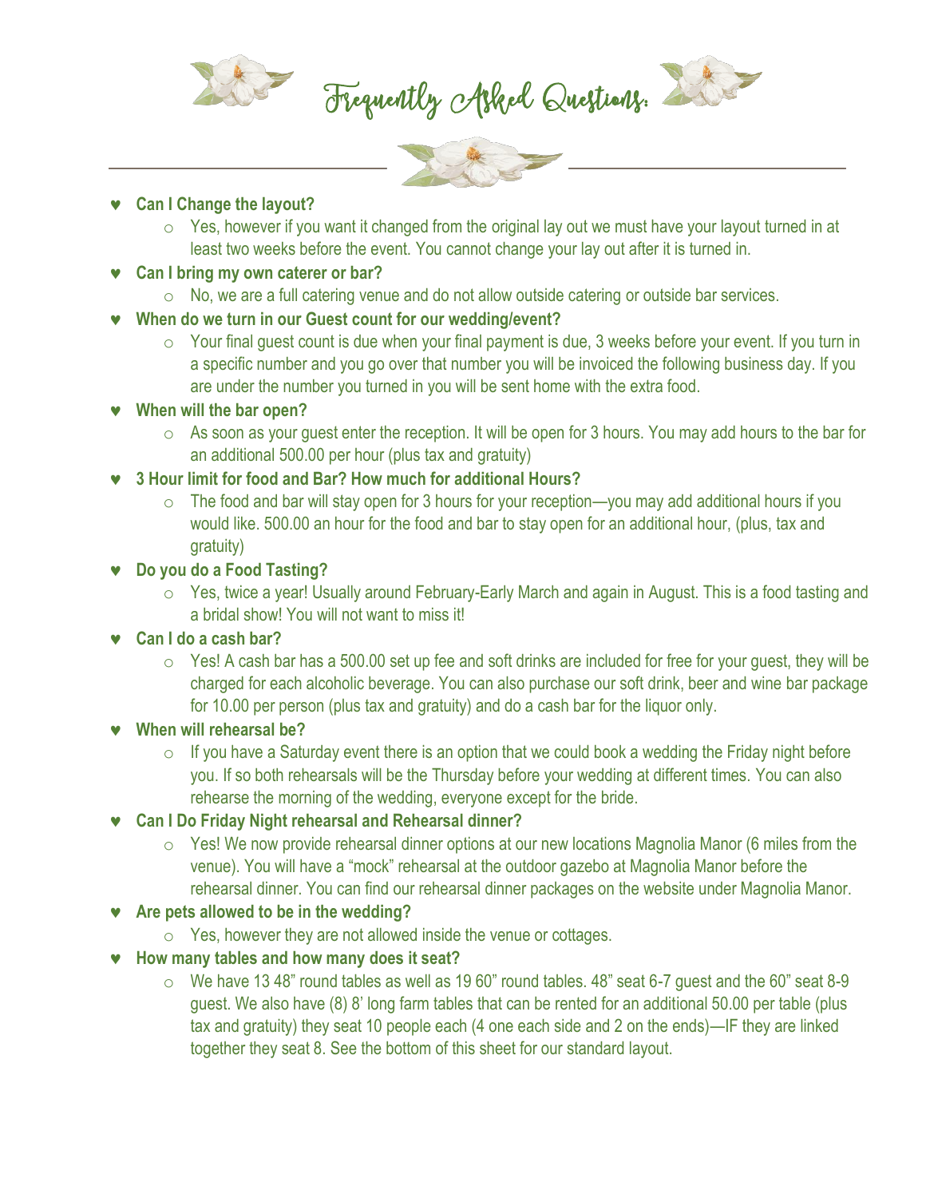# Frequently Asked Questions:

- **Can I Change the layout?**
  - Yes, however if you want it changed from the original lay out we must have your layout turned in at least two weeks before the event. You cannot change your lay out after it is turned in.
- **Can I bring my own caterer or bar?**
  - No, we are a full catering venue and do not allow outside catering or outside bar services.
- **When do we turn in our Guest count for our wedding/event?**
  - Your final guest count is due when your final payment is due, 3 weeks before your event. If you turn in a specific number and you go over that number you will be invoiced the following business day. If you are under the number you turned in you will be sent home with the extra food.
- **When will the bar open?**
  - As soon as your guest enter the reception. It will be open for 3 hours. You may add hours to the bar for an additional 500.00 per hour (plus tax and gratuity)
- **3 Hour limit for food and Bar? How much for additional Hours?**
  - The food and bar will stay open for 3 hours for your reception—you may add additional hours if you would like. 500.00 an hour for the food and bar to stay open for an additional hour, (plus, tax and gratuity)
- **Do you do a Food Tasting?**
  - Yes, twice a year! Usually around February-Early March and again in August. This is a food tasting and a bridal show! You will not want to miss it!
- **Can I do a cash bar?**
  - Yes! A cash bar has a 500.00 set up fee and soft drinks are included for free for your guest, they will be charged for each alcoholic beverage. You can also purchase our soft drink, beer and wine bar package for 10.00 per person (plus tax and gratuity) and do a cash bar for the liquor only.
- **When will rehearsal be?**
  - If you have a Saturday event there is an option that we could book a wedding the Friday night before you. If so both rehearsals will be the Thursday before your wedding at different times. You can also rehearse the morning of the wedding, everyone except for the bride.
- **Can I Do Friday Night rehearsal and Rehearsal dinner?**
  - Yes! We now provide rehearsal dinner options at our new locations Magnolia Manor (6 miles from the venue). You will have a "mock" rehearsal at the outdoor gazebo at Magnolia Manor before the rehearsal dinner. You can find our rehearsal dinner packages on the website under Magnolia Manor.
- **Are pets allowed to be in the wedding?**
  - Yes, however they are not allowed inside the venue or cottages.
- **How many tables and how many does it seat?**
  - We have 13 48" round tables as well as 19 60" round tables. 48" seat 6-7 guest and the 60" seat 8-9 guest. We also have (8) 8' long farm tables that can be rented for an additional 50.00 per table (plus tax and gratuity) they seat 10 people each (4 one each side and 2 on the ends)—IF they are linked together they seat 8. See the bottom of this sheet for our standard layout.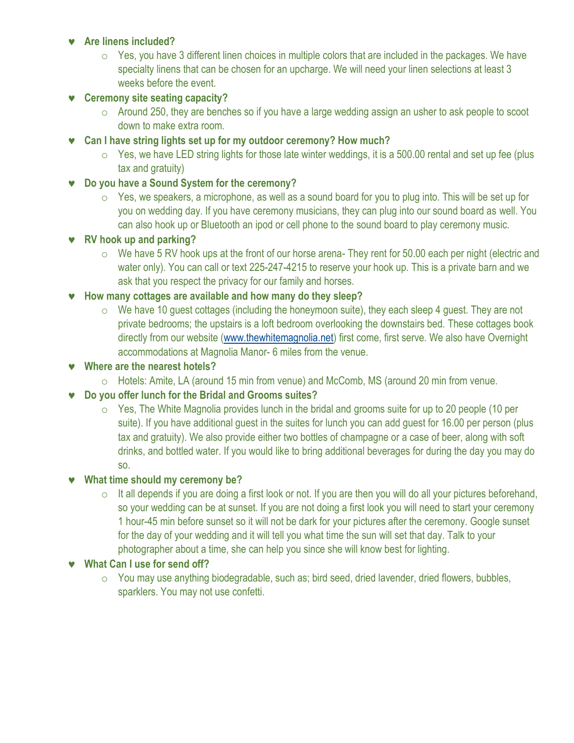- **Are linens included?**
  - Yes, you have 3 different linen choices in multiple colors that are included in the packages. We have specialty linens that can be chosen for an upcharge. We will need your linen selections at least 3 weeks before the event.
- **Ceremony site seating capacity?**
  - Around 250, they are benches so if you have a large wedding assign an usher to ask people to scoot down to make extra room.
- **Can I have string lights set up for my outdoor ceremony? How much?**
  - Yes, we have LED string lights for those late winter weddings, it is a 500.00 rental and set up fee (plus tax and gratuity)
- **Do you have a Sound System for the ceremony?**
  - Yes, we speakers, a microphone, as well as a sound board for you to plug into. This will be set up for you on wedding day. If you have ceremony musicians, they can plug into our sound board as well. You can also hook up or Bluetooth an ipod or cell phone to the sound board to play ceremony music.
- **RV hook up and parking?**
  - We have 5 RV hook ups at the front of our horse arena- They rent for 50.00 each per night (electric and water only). You can call or text 225-247-4215 to reserve your hook up. This is a private barn and we ask that you respect the privacy for our family and horses.
- **How many cottages are available and how many do they sleep?**
  - We have 10 guest cottages (including the honeymoon suite), they each sleep 4 guest. They are not private bedrooms; the upstairs is a loft bedroom overlooking the downstairs bed. These cottages book directly from our website (www.thewhitemagnolia.net) first come, first serve. We also have Overnight accommodations at Magnolia Manor- 6 miles from the venue.
- **Where are the nearest hotels?**
  - Hotels: Amite, LA (around 15 min from venue) and McComb, MS (around 20 min from venue.
- **Do you offer lunch for the Bridal and Grooms suites?**
  - Yes, The White Magnolia provides lunch in the bridal and grooms suite for up to 20 people (10 per suite). If you have additional guest in the suites for lunch you can add guest for 16.00 per person (plus tax and gratuity). We also provide either two bottles of champagne or a case of beer, along with soft drinks, and bottled water. If you would like to bring additional beverages for during the day you may do so.
- **What time should my ceremony be?**
  - It all depends if you are doing a first look or not. If you are then you will do all your pictures beforehand, so your wedding can be at sunset. If you are not doing a first look you will need to start your ceremony 1 hour-45 min before sunset so it will not be dark for your pictures after the ceremony. Google sunset for the day of your wedding and it will tell you what time the sun will set that day. Talk to your photographer about a time, she can help you since she will know best for lighting.
- **What Can I use for send off?**
  - You may use anything biodegradable, such as; bird seed, dried lavender, dried flowers, bubbles, sparklers. You may not use confetti.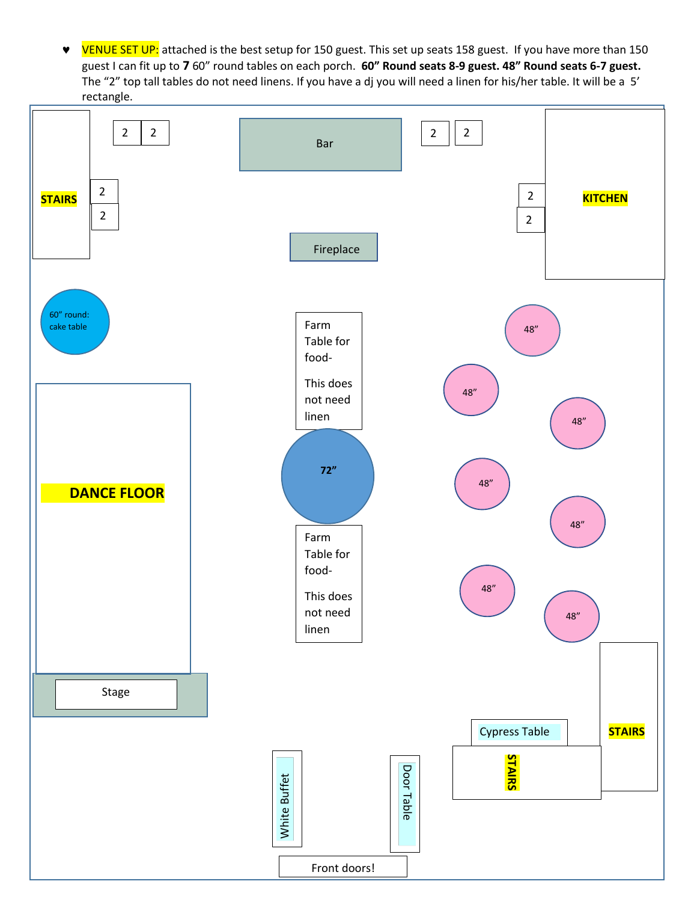- **VENUE SET UP:** attached is the best setup for 150 guest. This set up seats 158 guest. If you have more than 150 guest I can fit up to **7** 60" round tables on each porch. **60" Round seats 8-9 guest. 48" Round seats 6-7 guest.** The "2" top tall tables do not need linens. If you have a dj you will need a linen for his/her table. It will be a 5' rectangle.

STAIRS

2 2

2

2

Bar

2 2

2

2

KITCHEN

Fireplace

60" round: cake table

Farm Table for food- This does not need linen

48"

48"

48"

DANCE FLOOR

72"

48"

48"

Farm Table for food- This does not need linen

48"

48"

Stage

Cypress Table

STAIRS

STAIRS

White Buffet

Door Table

Front doors!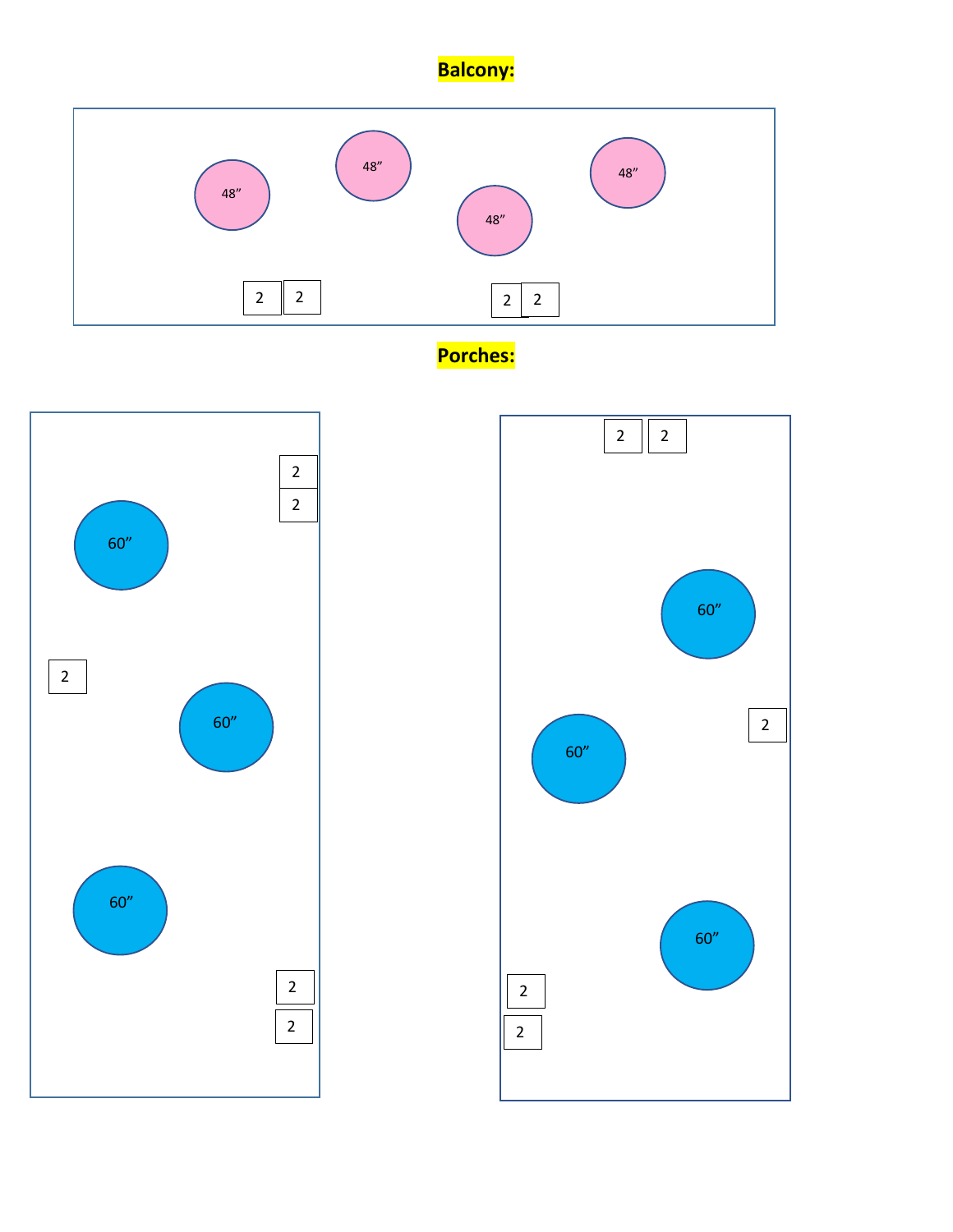**Balcony:**

48”

48”

48”

48”

48”

2 2

2 2

**Porches:**

2

2

60”

2

60”

60”

2

2

2 2

60”

2

60”

60”

2

2